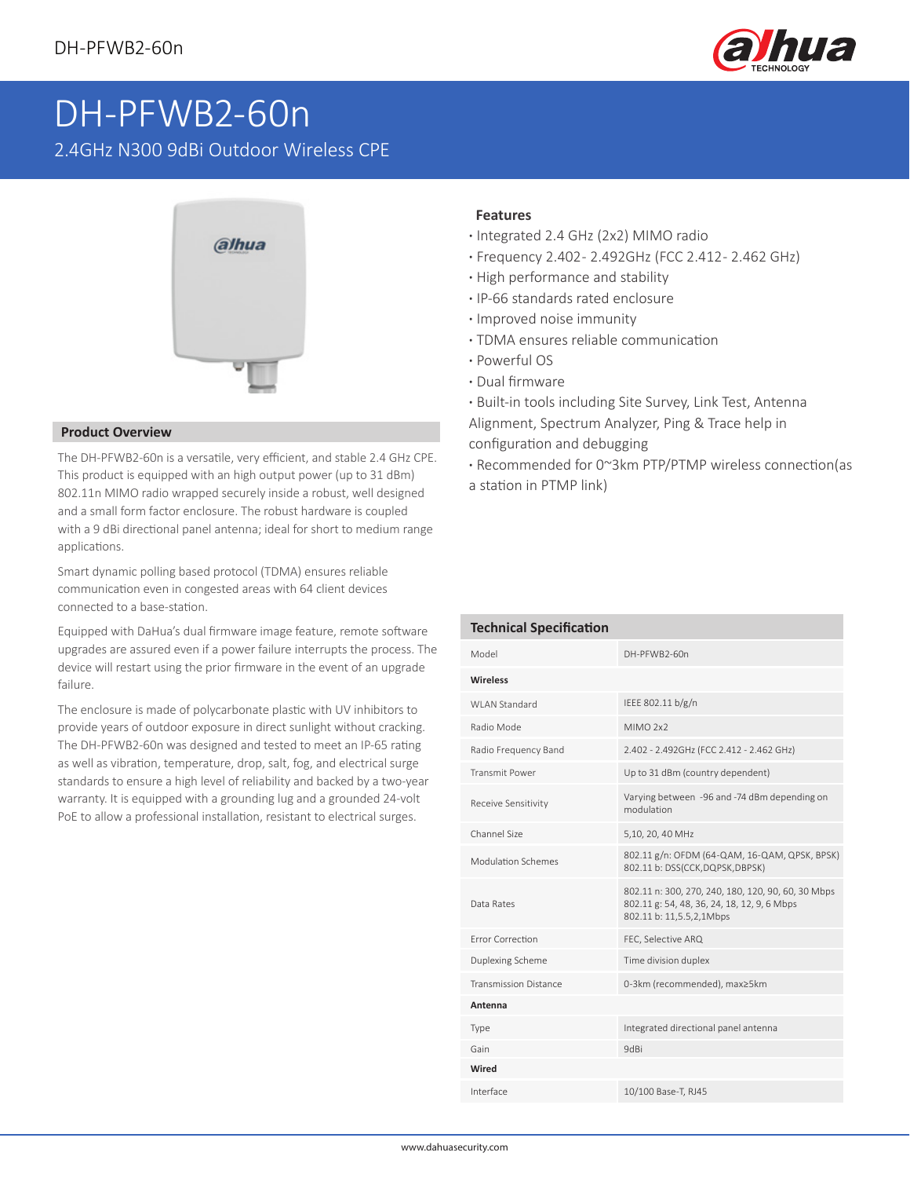# DH-PFWB2-60n

2.4GHz N300 9dBi Outdoor Wireless CPE

## Product Overview

The DH-PFWB2-60n is a versatile, very efficient, and stable 2.4 GHz CPE. This product is equipped with an high output power (up to 31 dBm) 802.11n MIMO radio wrapped securely inside a robust, well designed and a small form factor enclosure. The robust hardware is coupled with a 9 dBi directional panel antenna; ideal for short to medium range applications.

Smart dynamic polling based protocol (TDMA) ensures reliable communication even in congested areas with 64 client devices connected to a base-station.

Equipped with DaHua's dual firmware image feature, remote software upgrades are assured even if a power failure interrupts the process. The device will restart using the prior firmware in the event of an upgrade failure.

The enclosure is made of polycarbonate plastic with UV inhibitors to provide years of outdoor exposure in direct sunlight without cracking. The DH-PFWB2-60n was designed and tested to meet an IP-65 rating as well as vibration, temperature, drop, salt, fog, and electrical surge standards to ensure a high level of reliability and backed by a two-year warranty. It is equipped with a grounding lug and a grounded 24-volt PoE to allow a professional installation, resistant to electrical surges.

## Features

- Integrated 2.4 GHz (2x2) MIMO radio
- Frequency 2.402- 2.492GHz (FCC 2.412- 2.462 GHz)
- High performance and stability
- IP-66 standards rated enclosure
- Improved noise immunity
- TDMA ensures reliable communication
- Powerful OS
- Dual firmware
- Built-in tools including Site Survey, Link Test, Antenna Alignment, Spectrum Analyzer, Ping & Trace help in configuration and debugging
- Recommended for 0~3km PTP/PTMP wireless connection(as a station in PTMP link)

## Technical Specification

| | |
|---|---|
| Model | DH-PFWB2-60n |
| **Wireless** | |
| WLAN Standard | IEEE 802.11 b/g/n |
| Radio Mode | MIMO 2x2 |
| Radio Frequency Band | 2.402 - 2.492GHz (FCC 2.412 - 2.462 GHz) |
| Transmit Power | Up to 31 dBm (country dependent) |
| Receive Sensitivity | Varying between -96 and -74 dBm depending on modulation |
| Channel Size | 5,10, 20, 40 MHz |
| Modulation Schemes | 802.11 g/n: OFDM (64-QAM, 16-QAM, QPSK, BPSK)<br>802.11 b: DSS(CCK,DQPSK,DBPSK) |
| Data Rates | 802.11 n: 300, 270, 240, 180, 120, 90, 60, 30 Mbps<br>802.11 g: 54, 48, 36, 24, 18, 12, 9, 6 Mbps<br>802.11 b: 11,5.5,2,1Mbps |
| Error Correction | FEC, Selective ARQ |
| Duplexing Scheme | Time division duplex |
| Transmission Distance | 0-3km (recommended), max≥5km |
| **Antenna** | |
| Type | Integrated directional panel antenna |
| Gain | 9dBi |
| **Wired** | |
| Interface | 10/100 Base-T, RJ45 |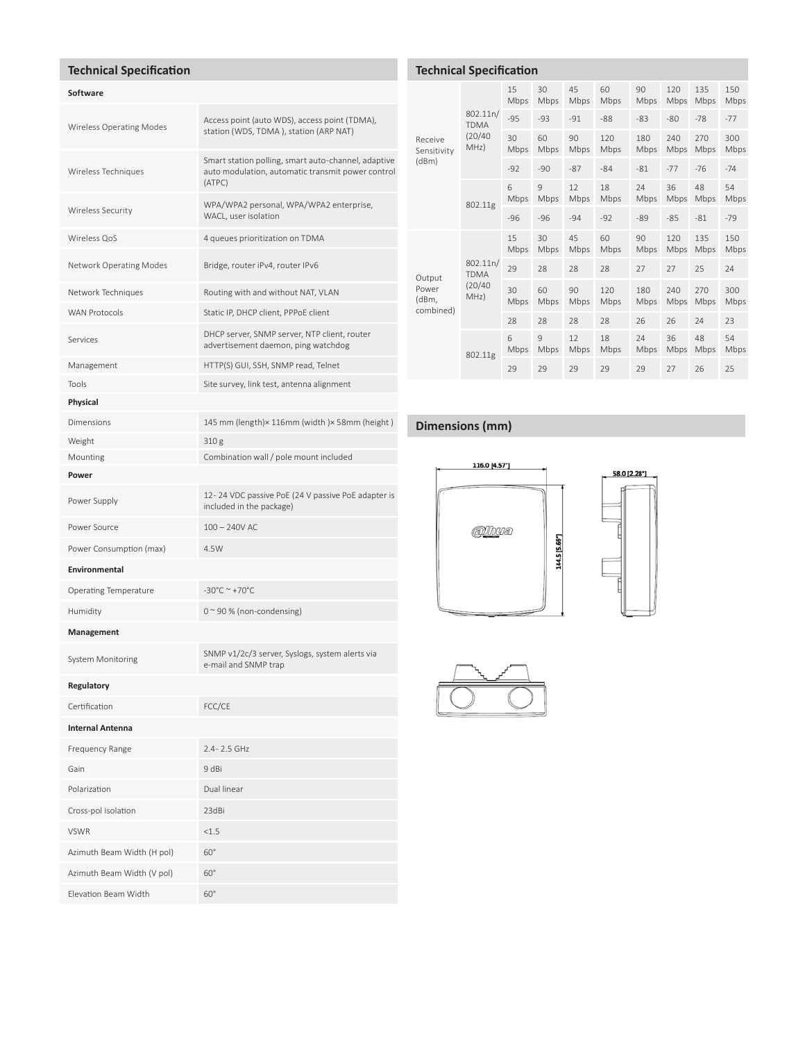## Technical Specification

| | |
|---|---|
| **Software** | |
| Wireless Operating Modes | Access point (auto WDS), access point (TDMA), station (WDS, TDMA ), station (ARP NAT) |
| Wireless Techniques | Smart station polling, smart auto-channel, adaptive auto modulation, automatic transmit power control (ATPC) |
| Wireless Security | WPA/WPA2 personal, WPA/WPA2 enterprise, WACL, user isolation |
| Wireless QoS | 4 queues prioritization on TDMA |
| Network Operating Modes | Bridge, router iPv4, router IPv6 |
| Network Techniques | Routing with and without NAT, VLAN |
| WAN Protocols | Static IP, DHCP client, PPPoE client |
| Services | DHCP server, SNMP server, NTP client, router advertisement daemon, ping watchdog |
| Management | HTTP(S) GUI, SSH, SNMP read, Telnet |
| Tools | Site survey, link test, antenna alignment |
| **Physical** | |
| Dimensions | 145 mm (length)× 116mm (width )× 58mm (height ) |
| Weight | 310 g |
| Mounting | Combination wall / pole mount included |
| **Power** | |
| Power Supply | 12- 24 VDC passive PoE (24 V passive PoE adapter is included in the package) |
| Power Source | 100 – 240V AC |
| Power Consumption (max) | 4.5W |
| **Environmental** | |
| Operating Temperature | -30°C ~ +70°C |
| Humidity | 0 ~ 90 % (non-condensing) |
| **Management** | |
| System Monitoring | SNMP v1/2c/3 server, Syslogs, system alerts via e-mail and SNMP trap |
| **Regulatory** | |
| Certification | FCC/CE |
| **Internal Antenna** | |
| Frequency Range | 2.4- 2.5 GHz |
| Gain | 9 dBi |
| Polarization | Dual linear |
| Cross-pol Isolation | 23dBi |
| VSWR | <1.5 |
| Azimuth Beam Width (H pol) | 60° |
| Azimuth Beam Width (V pol) | 60° |
| Elevation Beam Width | 60° |

## Technical Specification

| | | | | | | | | | |
|---|---|---|---|---|---|---|---|---|---|
| Receive Sensitivity (dBm) | 802.11n/ TDMA (20/40 MHz) | 15 Mbps | 30 Mbps | 45 Mbps | 60 Mbps | 90 Mbps | 120 Mbps | 135 Mbps | 150 Mbps |
| | | -95 | -93 | -91 | -88 | -83 | -80 | -78 | -77 |
| | | 30 Mbps | 60 Mbps | 90 Mbps | 120 Mbps | 180 Mbps | 240 Mbps | 270 Mbps | 300 Mbps |
| | | -92 | -90 | -87 | -84 | -81 | -77 | -76 | -74 |
| | 802.11g | 6 Mbps | 9 Mbps | 12 Mbps | 18 Mbps | 24 Mbps | 36 Mbps | 48 Mbps | 54 Mbps |
| | | -96 | -96 | -94 | -92 | -89 | -85 | -81 | -79 |
| Output Power (dBm, combined) | 802.11n/ TDMA (20/40 MHz) | 15 Mbps | 30 Mbps | 45 Mbps | 60 Mbps | 90 Mbps | 120 Mbps | 135 Mbps | 150 Mbps |
| | | 29 | 28 | 28 | 28 | 27 | 27 | 25 | 24 |
| | | 30 Mbps | 60 Mbps | 90 Mbps | 120 Mbps | 180 Mbps | 240 Mbps | 270 Mbps | 300 Mbps |
| | | 28 | 28 | 28 | 28 | 26 | 26 | 24 | 23 |
| | 802.11g | 6 Mbps | 9 Mbps | 12 Mbps | 18 Mbps | 24 Mbps | 36 Mbps | 48 Mbps | 54 Mbps |
| | | 29 | 29 | 29 | 29 | 29 | 27 | 26 | 25 |

## Dimensions (mm)

116.0 [4.57"]

144.5 [5.69"]

58.0 [2.28"]